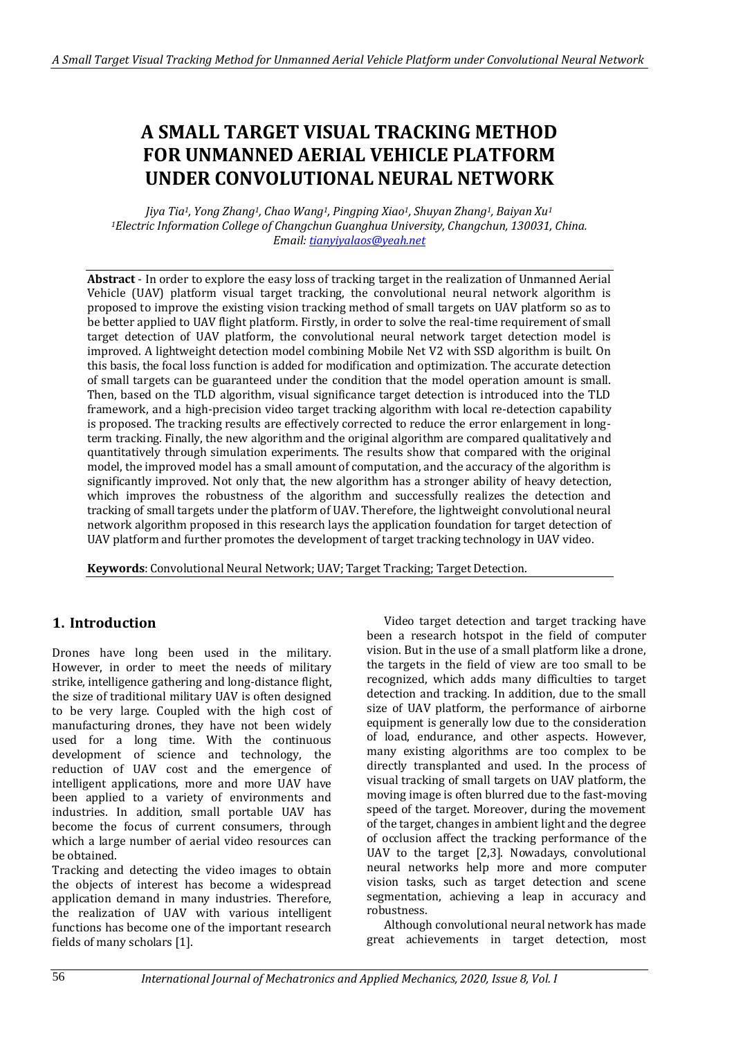# A SMALL TARGET VISUAL TRACKING METHOD FOR UNMANNED AERIAL VEHICLE PLATFORM UNDER CONVOLUTIONAL NEURAL NETWORK

*Jiya Tia[1], Yong Zhang[1], Chao Wang[1], Pingping Xiao[1], Shuyan Zhang[1], Baiyan Xu[1]*
*[1]Electric Information College of Changchun Guanghua University, Changchun, 130031, China.*
*Email: tianyiyalaos@yeah.net*

**Abstract** - In order to explore the easy loss of tracking target in the realization of Unmanned Aerial Vehicle (UAV) platform visual target tracking, the convolutional neural network algorithm is proposed to improve the existing vision tracking method of small targets on UAV platform so as to be better applied to UAV flight platform. Firstly, in order to solve the real-time requirement of small target detection of UAV platform, the convolutional neural network target detection model is improved. A lightweight detection model combining Mobile Net V2 with SSD algorithm is built. On this basis, the focal loss function is added for modification and optimization. The accurate detection of small targets can be guaranteed under the condition that the model operation amount is small. Then, based on the TLD algorithm, visual significance target detection is introduced into the TLD framework, and a high-precision video target tracking algorithm with local re-detection capability is proposed. The tracking results are effectively corrected to reduce the error enlargement in long-term tracking. Finally, the new algorithm and the original algorithm are compared qualitatively and quantitatively through simulation experiments. The results show that compared with the original model, the improved model has a small amount of computation, and the accuracy of the algorithm is significantly improved. Not only that, the new algorithm has a stronger ability of heavy detection, which improves the robustness of the algorithm and successfully realizes the detection and tracking of small targets under the platform of UAV. Therefore, the lightweight convolutional neural network algorithm proposed in this research lays the application foundation for target detection of UAV platform and further promotes the development of target tracking technology in UAV video.

**Keywords**: Convolutional Neural Network; UAV; Target Tracking; Target Detection.

## 1. Introduction

Drones have long been used in the military. However, in order to meet the needs of military strike, intelligence gathering and long-distance flight, the size of traditional military UAV is often designed to be very large. Coupled with the high cost of manufacturing drones, they have not been widely used for a long time. With the continuous development of science and technology, the reduction of UAV cost and the emergence of intelligent applications, more and more UAV have been applied to a variety of environments and industries. In addition, small portable UAV has become the focus of current consumers, through which a large number of aerial video resources can be obtained.

Tracking and detecting the video images to obtain the objects of interest has become a widespread application demand in many industries. Therefore, the realization of UAV with various intelligent functions has become one of the important research fields of many scholars [1].

Video target detection and target tracking have been a research hotspot in the field of computer vision. But in the use of a small platform like a drone, the targets in the field of view are too small to be recognized, which adds many difficulties to target detection and tracking. In addition, due to the small size of UAV platform, the performance of airborne equipment is generally low due to the consideration of load, endurance, and other aspects. However, many existing algorithms are too complex to be directly transplanted and used. In the process of visual tracking of small targets on UAV platform, the moving image is often blurred due to the fast-moving speed of the target. Moreover, during the movement of the target, changes in ambient light and the degree of occlusion affect the tracking performance of the UAV to the target [2,3]. Nowadays, convolutional neural networks help more and more computer vision tasks, such as target detection and scene segmentation, achieving a leap in accuracy and robustness.

Although convolutional neural network has made great achievements in target detection, most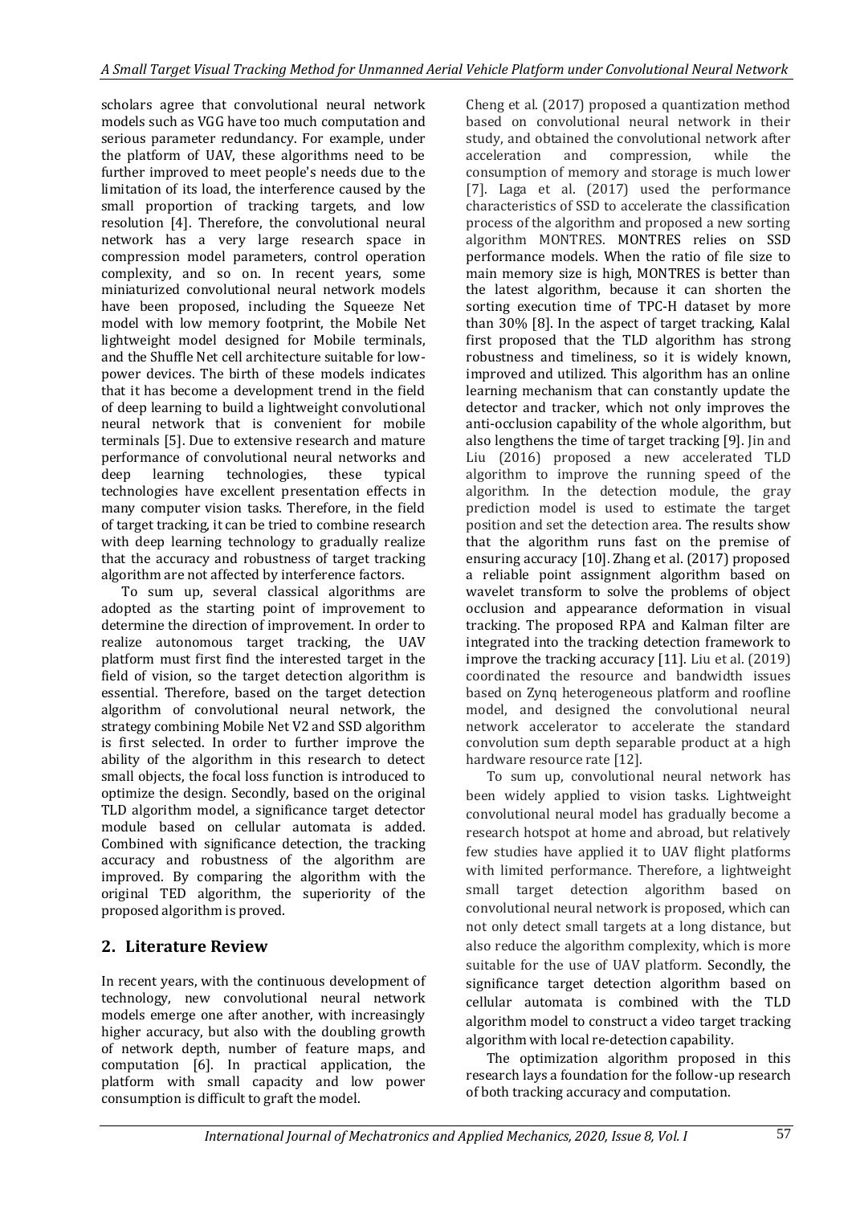scholars agree that convolutional neural network models such as VGG have too much computation and serious parameter redundancy. For example, under the platform of UAV, these algorithms need to be further improved to meet people's needs due to the limitation of its load, the interference caused by the small proportion of tracking targets, and low resolution [4]. Therefore, the convolutional neural network has a very large research space in compression model parameters, control operation complexity, and so on. In recent years, some miniaturized convolutional neural network models have been proposed, including the Squeeze Net model with low memory footprint, the Mobile Net lightweight model designed for Mobile terminals, and the Shuffle Net cell architecture suitable for low-power devices. The birth of these models indicates that it has become a development trend in the field of deep learning to build a lightweight convolutional neural network that is convenient for mobile terminals [5]. Due to extensive research and mature performance of convolutional neural networks and deep learning technologies, these typical technologies have excellent presentation effects in many computer vision tasks. Therefore, in the field of target tracking, it can be tried to combine research with deep learning technology to gradually realize that the accuracy and robustness of target tracking algorithm are not affected by interference factors.

To sum up, several classical algorithms are adopted as the starting point of improvement to determine the direction of improvement. In order to realize autonomous target tracking, the UAV platform must first find the interested target in the field of vision, so the target detection algorithm is essential. Therefore, based on the target detection algorithm of convolutional neural network, the strategy combining Mobile Net V2 and SSD algorithm is first selected. In order to further improve the ability of the algorithm in this research to detect small objects, the focal loss function is introduced to optimize the design. Secondly, based on the original TLD algorithm model, a significance target detector module based on cellular automata is added. Combined with significance detection, the tracking accuracy and robustness of the algorithm are improved. By comparing the algorithm with the original TED algorithm, the superiority of the proposed algorithm is proved.

## 2. Literature Review

In recent years, with the continuous development of technology, new convolutional neural network models emerge one after another, with increasingly higher accuracy, but also with the doubling growth of network depth, number of feature maps, and computation [6]. In practical application, the platform with small capacity and low power consumption is difficult to graft the model. Cheng et al. (2017) proposed a quantization method based on convolutional neural network in their study, and obtained the convolutional network after acceleration and compression, while the consumption of memory and storage is much lower [7]. Laga et al. (2017) used the performance characteristics of SSD to accelerate the classification process of the algorithm and proposed a new sorting algorithm MONTRES. MONTRES relies on SSD performance models. When the ratio of file size to main memory size is high, MONTRES is better than the latest algorithm, because it can shorten the sorting execution time of TPC-H dataset by more than 30% [8]. In the aspect of target tracking, Kalal first proposed that the TLD algorithm has strong robustness and timeliness, so it is widely known, improved and utilized. This algorithm has an online learning mechanism that can constantly update the detector and tracker, which not only improves the anti-occlusion capability of the whole algorithm, but also lengthens the time of target tracking [9]. Jin and Liu (2016) proposed a new accelerated TLD algorithm to improve the running speed of the algorithm. In the detection module, the gray prediction model is used to estimate the target position and set the detection area. The results show that the algorithm runs fast on the premise of ensuring accuracy [10]. Zhang et al. (2017) proposed a reliable point assignment algorithm based on wavelet transform to solve the problems of object occlusion and appearance deformation in visual tracking. The proposed RPA and Kalman filter are integrated into the tracking detection framework to improve the tracking accuracy [11]. Liu et al. (2019) coordinated the resource and bandwidth issues based on Zynq heterogeneous platform and roofline model, and designed the convolutional neural network accelerator to accelerate the standard convolution sum depth separable product at a high hardware resource rate [12].

To sum up, convolutional neural network has been widely applied to vision tasks. Lightweight convolutional neural model has gradually become a research hotspot at home and abroad, but relatively few studies have applied it to UAV flight platforms with limited performance. Therefore, a lightweight small target detection algorithm based on convolutional neural network is proposed, which can not only detect small targets at a long distance, but also reduce the algorithm complexity, which is more suitable for the use of UAV platform. Secondly, the significance target detection algorithm based on cellular automata is combined with the TLD algorithm model to construct a video target tracking algorithm with local re-detection capability.

The optimization algorithm proposed in this research lays a foundation for the follow-up research of both tracking accuracy and computation.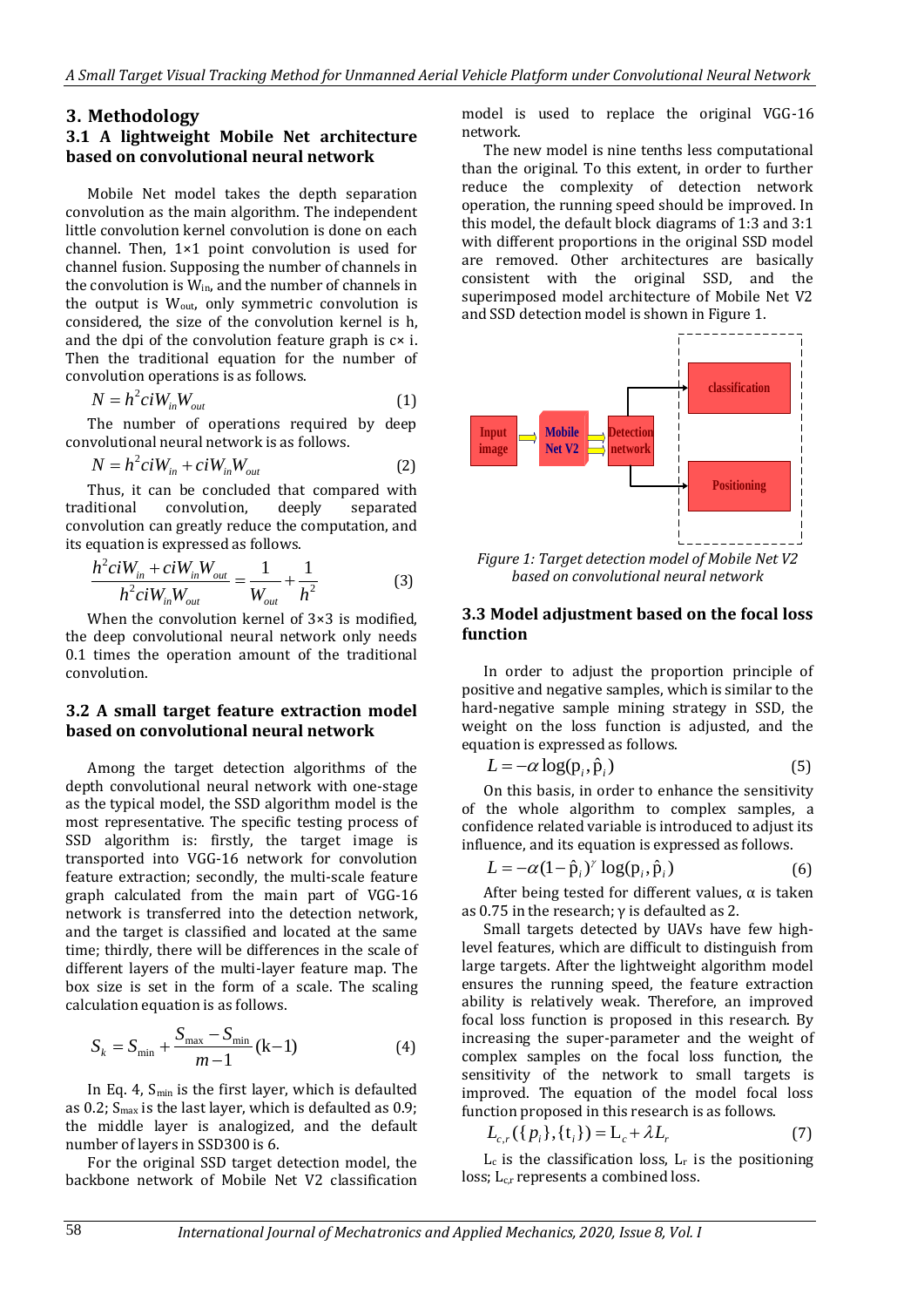## 3. Methodology

### 3.1 A lightweight Mobile Net architecture based on convolutional neural network

Mobile Net model takes the depth separation convolution as the main algorithm. The independent little convolution kernel convolution is done on each channel. Then, 1×1 point convolution is used for channel fusion. Supposing the number of channels in the convolution is $W_{in}$, and the number of channels in the output is $W_{out}$, only symmetric convolution is considered, the size of the convolution kernel is h, and the dpi of the convolution feature graph is c× i. Then the traditional equation for the number of convolution operations is as follows.

$$N = h^2 ciW_{in}W_{out} \tag{1}$$

The number of operations required by deep convolutional neural network is as follows.

$$N = h^2 ciW_{in} + ciW_{in}W_{out} \tag{2}$$

Thus, it can be concluded that compared with traditional convolution, deeply separated convolution can greatly reduce the computation, and its equation is expressed as follows.

$$\frac{h^2 ciW_{in} + ciW_{in}W_{out}}{h^2 ciW_{in}W_{out}} = \frac{1}{W_{out}} + \frac{1}{h^2} \tag{3}$$

When the convolution kernel of 3×3 is modified, the deep convolutional neural network only needs 0.1 times the operation amount of the traditional convolution.

### 3.2 A small target feature extraction model based on convolutional neural network

Among the target detection algorithms of the depth convolutional neural network with one-stage as the typical model, the SSD algorithm model is the most representative. The specific testing process of SSD algorithm is: firstly, the target image is transported into VGG-16 network for convolution feature extraction; secondly, the multi-scale feature graph calculated from the main part of VGG-16 network is transferred into the detection network, and the target is classified and located at the same time; thirdly, there will be differences in the scale of different layers of the multi-layer feature map. The box size is set in the form of a scale. The scaling calculation equation is as follows.

$$S_k = S_{\min} + \frac{S_{\max} - S_{\min}}{m-1}(\mathrm{k}-1) \tag{4}$$

In Eq. 4, $S_{min}$ is the first layer, which is defaulted as 0.2; $S_{max}$ is the last layer, which is defaulted as 0.9; the middle layer is analogized, and the default number of layers in SSD300 is 6.

For the original SSD target detection model, the backbone network of Mobile Net V2 classification model is used to replace the original VGG-16 network.

The new model is nine tenths less computational than the original. To this extent, in order to further reduce the complexity of detection network operation, the running speed should be improved. In this model, the default block diagrams of 1:3 and 3:1 with different proportions in the original SSD model are removed. Other architectures are basically consistent with the original SSD, and the superimposed model architecture of Mobile Net V2 and SSD detection model is shown in Figure 1.

*Figure 1: Target detection model of Mobile Net V2 based on convolutional neural network*

### 3.3 Model adjustment based on the focal loss function

In order to adjust the proportion principle of positive and negative samples, which is similar to the hard-negative sample mining strategy in SSD, the weight on the loss function is adjusted, and the equation is expressed as follows.

$$L = -\alpha \log(\mathrm{p}_i, \hat{\mathrm{p}}_i) \tag{5}$$

On this basis, in order to enhance the sensitivity of the whole algorithm to complex samples, a confidence related variable is introduced to adjust its influence, and its equation is expressed as follows.

$$L = -\alpha(1-\hat{\mathrm{p}}_i)^{\gamma} \log(\mathrm{p}_i, \hat{\mathrm{p}}_i) \tag{6}$$

After being tested for different values, α is taken as 0.75 in the research; γ is defaulted as 2.

Small targets detected by UAVs have few high-level features, which are difficult to distinguish from large targets. After the lightweight algorithm model ensures the running speed, the feature extraction ability is relatively weak. Therefore, an improved focal loss function is proposed in this research. By increasing the super-parameter and the weight of complex samples on the focal loss function, the sensitivity of the network to small targets is improved. The equation of the model focal loss function proposed in this research is as follows.

$$L_{c,r}(\{p_i\},\{\mathrm{t}_i\}) = \mathrm{L}_c + \lambda L_r \tag{7}$$

$L_c$ is the classification loss, $L_r$ is the positioning loss; $L_{c,r}$ represents a combined loss.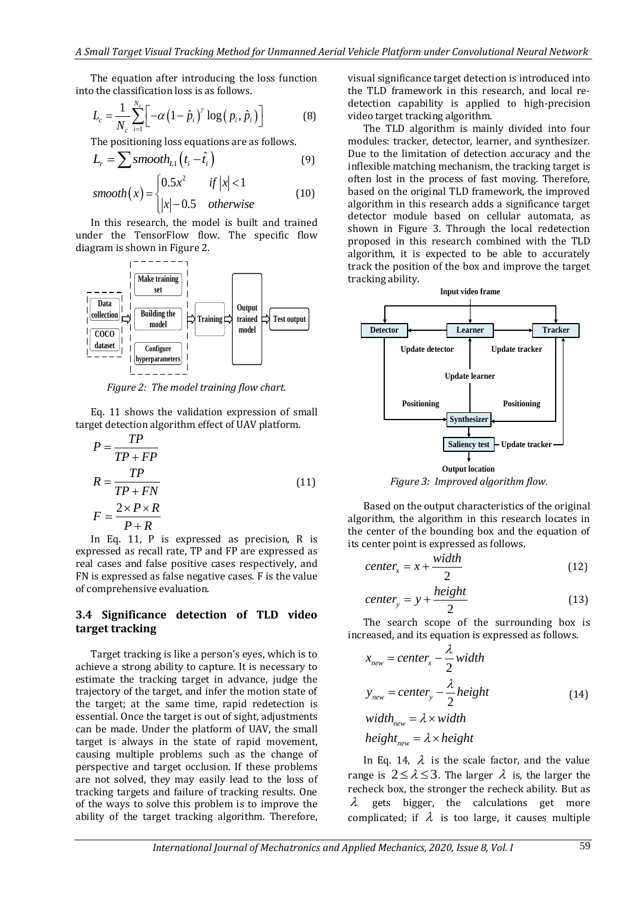The equation after introducing the loss function into the classification loss is as follows.

$$L_c = \frac{1}{N_c}\sum_{i=1}^{N_c}\left[-\alpha\left(1-\hat{p}_i\right)^{\gamma}\log\left(p_i,\hat{p}_i\right)\right] \tag{8}$$

The positioning loss equations are as follows.

$$L_r = \sum smooth_{L1}\left(t_i - \hat{t}_i\right) \tag{9}$$

$$smooth(x) = \begin{cases} 0.5x^2 & if\ |x|<1 \\ |x|-0.5 & otherwise \end{cases} \tag{10}$$

In this research, the model is built and trained under the TensorFlow flow. The specific flow diagram is shown in Figure 2.

Figure 2: The model training flow chart.

Eq. 11 shows the validation expression of small target detection algorithm effect of UAV platform.

$$\begin{aligned} P &= \frac{TP}{TP+FP} \\ R &= \frac{TP}{TP+FN} \\ F &= \frac{2\times P\times R}{P+R} \end{aligned} \tag{11}$$

In Eq. 11, P is expressed as precision, R is expressed as recall rate, TP and FP are expressed as real cases and false positive cases respectively, and FN is expressed as false negative cases. F is the value of comprehensive evaluation.

### 3.4 Significance detection of TLD video target tracking

Target tracking is like a person's eyes, which is to achieve a strong ability to capture. It is necessary to estimate the tracking target in advance, judge the trajectory of the target, and infer the motion state of the target; at the same time, rapid redetection is essential. Once the target is out of sight, adjustments can be made. Under the platform of UAV, the small target is always in the state of rapid movement, causing multiple problems such as the change of perspective and target occlusion. If these problems are not solved, they may easily lead to the loss of tracking targets and failure of tracking results. One of the ways to solve this problem is to improve the ability of the target tracking algorithm. Therefore, visual significance target detection is introduced into the TLD framework in this research, and local re-detection capability is applied to high-precision video target tracking algorithm.

The TLD algorithm is mainly divided into four modules: tracker, detector, learner, and synthesizer. Due to the limitation of detection accuracy and the inflexible matching mechanism, the tracking target is often lost in the process of fast moving. Therefore, based on the original TLD framework, the improved algorithm in this research adds a significance target detector module based on cellular automata, as shown in Figure 3. Through the local redetection proposed in this research combined with the TLD algorithm, it is expected to be able to accurately track the position of the box and improve the target tracking ability.

Figure 3: Improved algorithm flow.

Based on the output characteristics of the original algorithm, the algorithm in this research locates in the center of the bounding box and the equation of its center point is expressed as follows.

$$center_x = x + \frac{width}{2} \tag{12}$$

$$center_y = y + \frac{height}{2} \tag{13}$$

The search scope of the surrounding box is increased, and its equation is expressed as follows.

$$\begin{aligned} x_{new} &= center_x - \frac{\lambda}{2}width \\ y_{new} &= center_y - \frac{\lambda}{2}height \\ width_{new} &= \lambda\times width \\ height_{new} &= \lambda\times height \end{aligned} \tag{14}$$

In Eq. 14, $\lambda$ is the scale factor, and the value range is $2\leq\lambda\leq 3$. The larger $\lambda$ is, the larger the recheck box, the stronger the recheck ability. But as $\lambda$ gets bigger, the calculations get more complicated; if $\lambda$ is too large, it causes multiple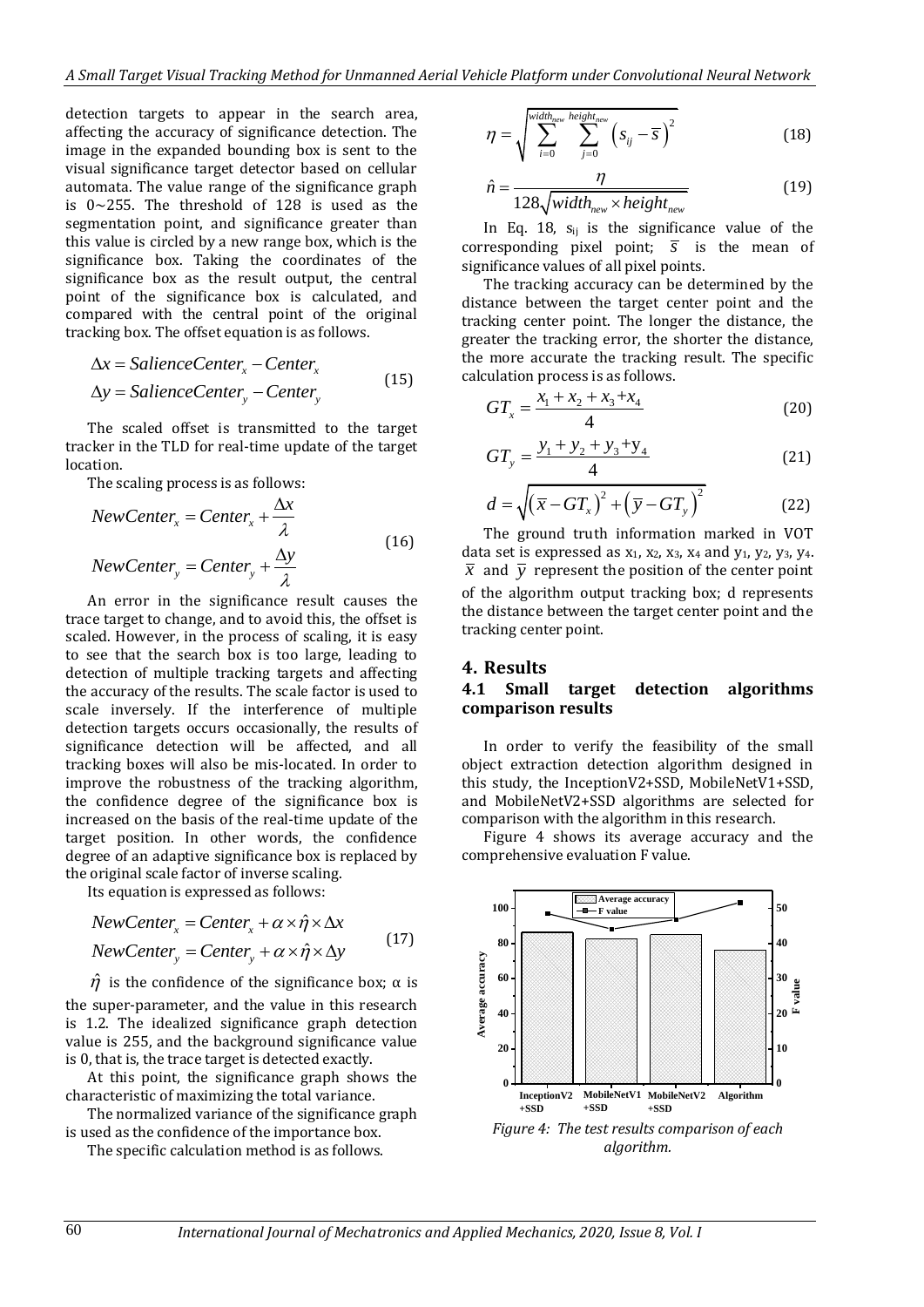detection targets to appear in the search area, affecting the accuracy of significance detection. The image in the expanded bounding box is sent to the visual significance target detector based on cellular automata. The value range of the significance graph is 0~255. The threshold of 128 is used as the segmentation point, and significance greater than this value is circled by a new range box, which is the significance box. Taking the coordinates of the significance box as the result output, the central point of the significance box is calculated, and compared with the central point of the original tracking box. The offset equation is as follows.

$$\Delta x = SalienceCenter_x - Center_x$$
$$\Delta y = SalienceCenter_y - Center_y \tag{15}$$

The scaled offset is transmitted to the target tracker in the TLD for real-time update of the target location.

The scaling process is as follows:

$$NewCenter_x = Center_x + \frac{\Delta x}{\lambda}$$
$$NewCenter_y = Center_y + \frac{\Delta y}{\lambda} \tag{16}$$

An error in the significance result causes the trace target to change, and to avoid this, the offset is scaled. However, in the process of scaling, it is easy to see that the search box is too large, leading to detection of multiple tracking targets and affecting the accuracy of the results. The scale factor is used to scale inversely. If the interference of multiple detection targets occurs occasionally, the results of significance detection will be affected, and all tracking boxes will also be mis-located. In order to improve the robustness of the tracking algorithm, the confidence degree of the significance box is increased on the basis of the real-time update of the target position. In other words, the confidence degree of an adaptive significance box is replaced by the original scale factor of inverse scaling.

Its equation is expressed as follows:

$$NewCenter_x = Center_x + \alpha \times \hat{\eta} \times \Delta x$$
$$NewCenter_y = Center_y + \alpha \times \hat{\eta} \times \Delta y \tag{17}$$

$\hat{\eta}$ is the confidence of the significance box; α is the super-parameter, and the value in this research is 1.2. The idealized significance graph detection value is 255, and the background significance value is 0, that is, the trace target is detected exactly.

At this point, the significance graph shows the characteristic of maximizing the total variance.

The normalized variance of the significance graph is used as the confidence of the importance box.

The specific calculation method is as follows.

$$\eta = \sqrt{\sum_{i=0}^{width_{new}} \sum_{j=0}^{height_{new}} \left(s_{ij} - \overline{s}\right)^2} \tag{18}$$

$$\hat{n} = \frac{\eta}{128\sqrt{width_{new} \times height_{new}}} \tag{19}$$

In Eq. 18, $s_{ij}$ is the significance value of the corresponding pixel point; $\overline{s}$ is the mean of significance values of all pixel points.

The tracking accuracy can be determined by the distance between the target center point and the tracking center point. The longer the distance, the greater the tracking error, the shorter the distance, the more accurate the tracking result. The specific calculation process is as follows.

$$GT_x = \frac{x_1 + x_2 + x_3 + x_4}{4} \tag{20}$$

$$GT_y = \frac{y_1 + y_2 + y_3 + y_4}{4} \tag{21}$$

$$d = \sqrt{\left(\overline{x} - GT_x\right)^2 + \left(\overline{y} - GT_y\right)^2} \tag{22}$$

The ground truth information marked in VOT data set is expressed as $x_1$, $x_2$, $x_3$, $x_4$ and $y_1$, $y_2$, $y_3$, $y_4$. $\overline{x}$ and $\overline{y}$ represent the position of the center point of the algorithm output tracking box; d represents the distance between the target center point and the tracking center point.

## 4. Results

### 4.1 Small target detection algorithms comparison results

In order to verify the feasibility of the small object extraction detection algorithm designed in this study, the InceptionV2+SSD, MobileNetV1+SSD, and MobileNetV2+SSD algorithms are selected for comparison with the algorithm in this research.

Figure 4 shows its average accuracy and the comprehensive evaluation F value.

*Figure 4: The test results comparison of each algorithm.*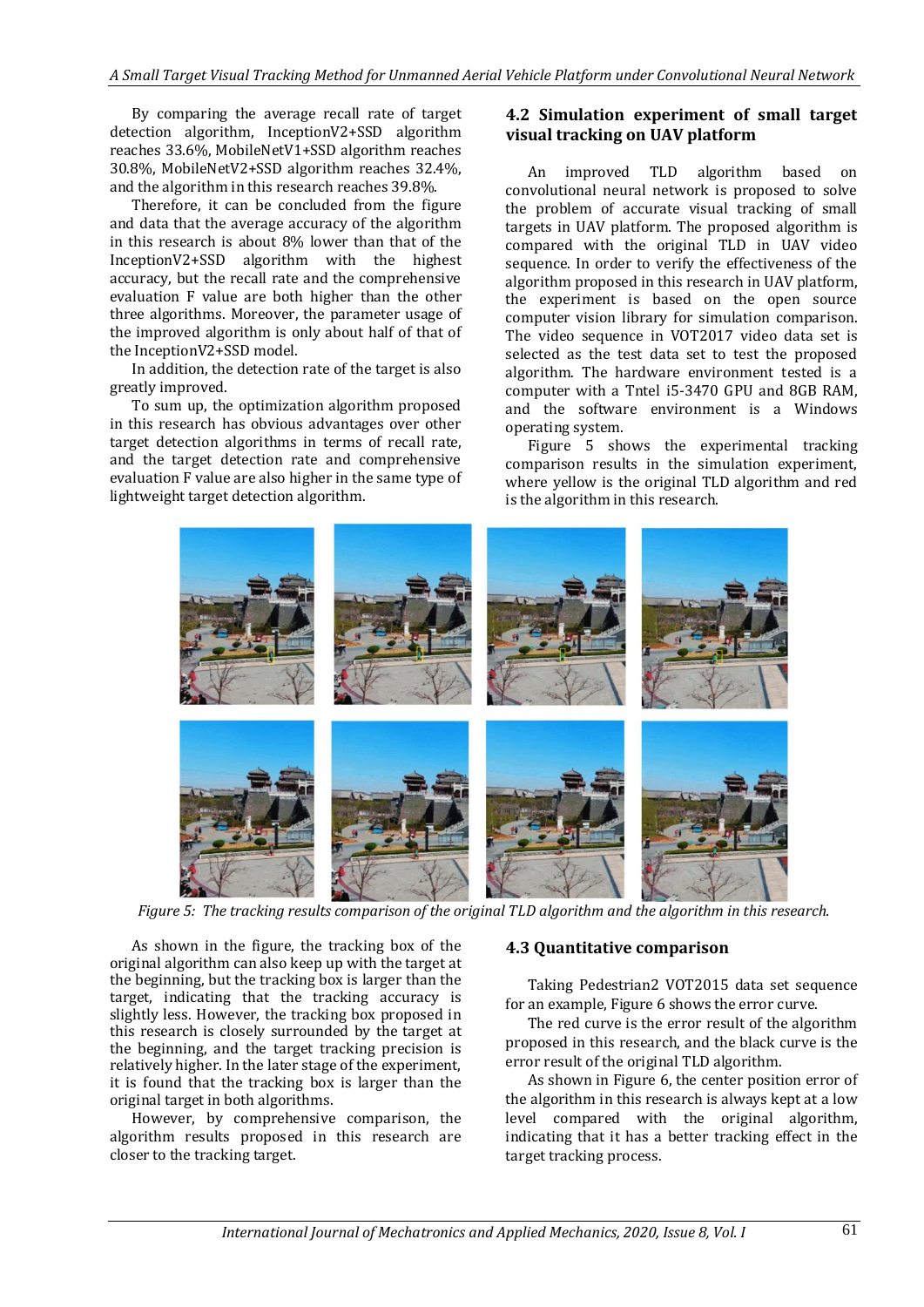By comparing the average recall rate of target detection algorithm, InceptionV2+SSD algorithm reaches 33.6%, MobileNetV1+SSD algorithm reaches 30.8%, MobileNetV2+SSD algorithm reaches 32.4%, and the algorithm in this research reaches 39.8%.

Therefore, it can be concluded from the figure and data that the average accuracy of the algorithm in this research is about 8% lower than that of the InceptionV2+SSD algorithm with the highest accuracy, but the recall rate and the comprehensive evaluation F value are both higher than the other three algorithms. Moreover, the parameter usage of the improved algorithm is only about half of that of the InceptionV2+SSD model.

In addition, the detection rate of the target is also greatly improved.

To sum up, the optimization algorithm proposed in this research has obvious advantages over other target detection algorithms in terms of recall rate, and the target detection rate and comprehensive evaluation F value are also higher in the same type of lightweight target detection algorithm.

## 4.2 Simulation experiment of small target visual tracking on UAV platform

An improved TLD algorithm based on convolutional neural network is proposed to solve the problem of accurate visual tracking of small targets in UAV platform. The proposed algorithm is compared with the original TLD in UAV video sequence. In order to verify the effectiveness of the algorithm proposed in this research in UAV platform, the experiment is based on the open source computer vision library for simulation comparison. The video sequence in VOT2017 video data set is selected as the test data set to test the proposed algorithm. The hardware environment tested is a computer with a Tntel i5-3470 GPU and 8GB RAM, and the software environment is a Windows operating system.

Figure 5 shows the experimental tracking comparison results in the simulation experiment, where yellow is the original TLD algorithm and red is the algorithm in this research.

*Figure 5: The tracking results comparison of the original TLD algorithm and the algorithm in this research.*

As shown in the figure, the tracking box of the original algorithm can also keep up with the target at the beginning, but the tracking box is larger than the target, indicating that the tracking accuracy is slightly less. However, the tracking box proposed in this research is closely surrounded by the target at the beginning, and the target tracking precision is relatively higher. In the later stage of the experiment, it is found that the tracking box is larger than the original target in both algorithms.

However, by comprehensive comparison, the algorithm results proposed in this research are closer to the tracking target.

## 4.3 Quantitative comparison

Taking Pedestrian2 VOT2015 data set sequence for an example, Figure 6 shows the error curve.

The red curve is the error result of the algorithm proposed in this research, and the black curve is the error result of the original TLD algorithm.

As shown in Figure 6, the center position error of the algorithm in this research is always kept at a low level compared with the original algorithm, indicating that it has a better tracking effect in the target tracking process.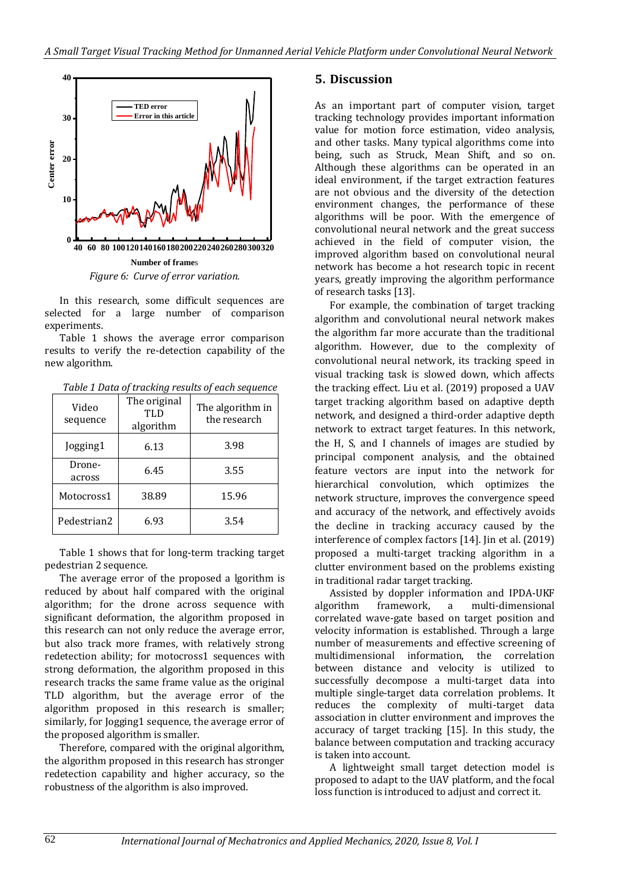Figure 6: Curve of error variation.

In this research, some difficult sequences are selected for a large number of comparison experiments.

Table 1 shows the average error comparison results to verify the re-detection capability of the new algorithm.

*Table 1 Data of tracking results of each sequence*

| Video sequence | The original TLD algorithm | The algorithm in the research |
|---|---|---|
| Jogging1 | 6.13 | 3.98 |
| Drone-across | 6.45 | 3.55 |
| Motocross1 | 38.89 | 15.96 |
| Pedestrian2 | 6.93 | 3.54 |

Table 1 shows that for long-term tracking target pedestrian 2 sequence.

The average error of the proposed a lgorithm is reduced by about half compared with the original algorithm; for the drone across sequence with significant deformation, the algorithm proposed in this research can not only reduce the average error, but also track more frames, with relatively strong redetection ability; for motocross1 sequences with strong deformation, the algorithm proposed in this research tracks the same frame value as the original TLD algorithm, but the average error of the algorithm proposed in this research is smaller; similarly, for Jogging1 sequence, the average error of the proposed algorithm is smaller.

Therefore, compared with the original algorithm, the algorithm proposed in this research has stronger redetection capability and higher accuracy, so the robustness of the algorithm is also improved.

## 5. Discussion

As an important part of computer vision, target tracking technology provides important information value for motion force estimation, video analysis, and other tasks. Many typical algorithms come into being, such as Struck, Mean Shift, and so on. Although these algorithms can be operated in an ideal environment, if the target extraction features are not obvious and the diversity of the detection environment changes, the performance of these algorithms will be poor. With the emergence of convolutional neural network and the great success achieved in the field of computer vision, the improved algorithm based on convolutional neural network has become a hot research topic in recent years, greatly improving the algorithm performance of research tasks [13].

For example, the combination of target tracking algorithm and convolutional neural network makes the algorithm far more accurate than the traditional algorithm. However, due to the complexity of convolutional neural network, its tracking speed in visual tracking task is slowed down, which affects the tracking effect. Liu et al. (2019) proposed a UAV target tracking algorithm based on adaptive depth network, and designed a third-order adaptive depth network to extract target features. In this network, the H, S, and I channels of images are studied by principal component analysis, and the obtained feature vectors are input into the network for hierarchical convolution, which optimizes the network structure, improves the convergence speed and accuracy of the network, and effectively avoids the decline in tracking accuracy caused by the interference of complex factors [14]. Jin et al. (2019) proposed a multi-target tracking algorithm in a clutter environment based on the problems existing in traditional radar target tracking.

Assisted by doppler information and IPDA-UKF algorithm framework, a multi-dimensional correlated wave-gate based on target position and velocity information is established. Through a large number of measurements and effective screening of multidimensional information, the correlation between distance and velocity is utilized to successfully decompose a multi-target data into multiple single-target data correlation problems. It reduces the complexity of multi-target data association in clutter environment and improves the accuracy of target tracking [15]. In this study, the balance between computation and tracking accuracy is taken into account.

A lightweight small target detection model is proposed to adapt to the UAV platform, and the focal loss function is introduced to adjust and correct it.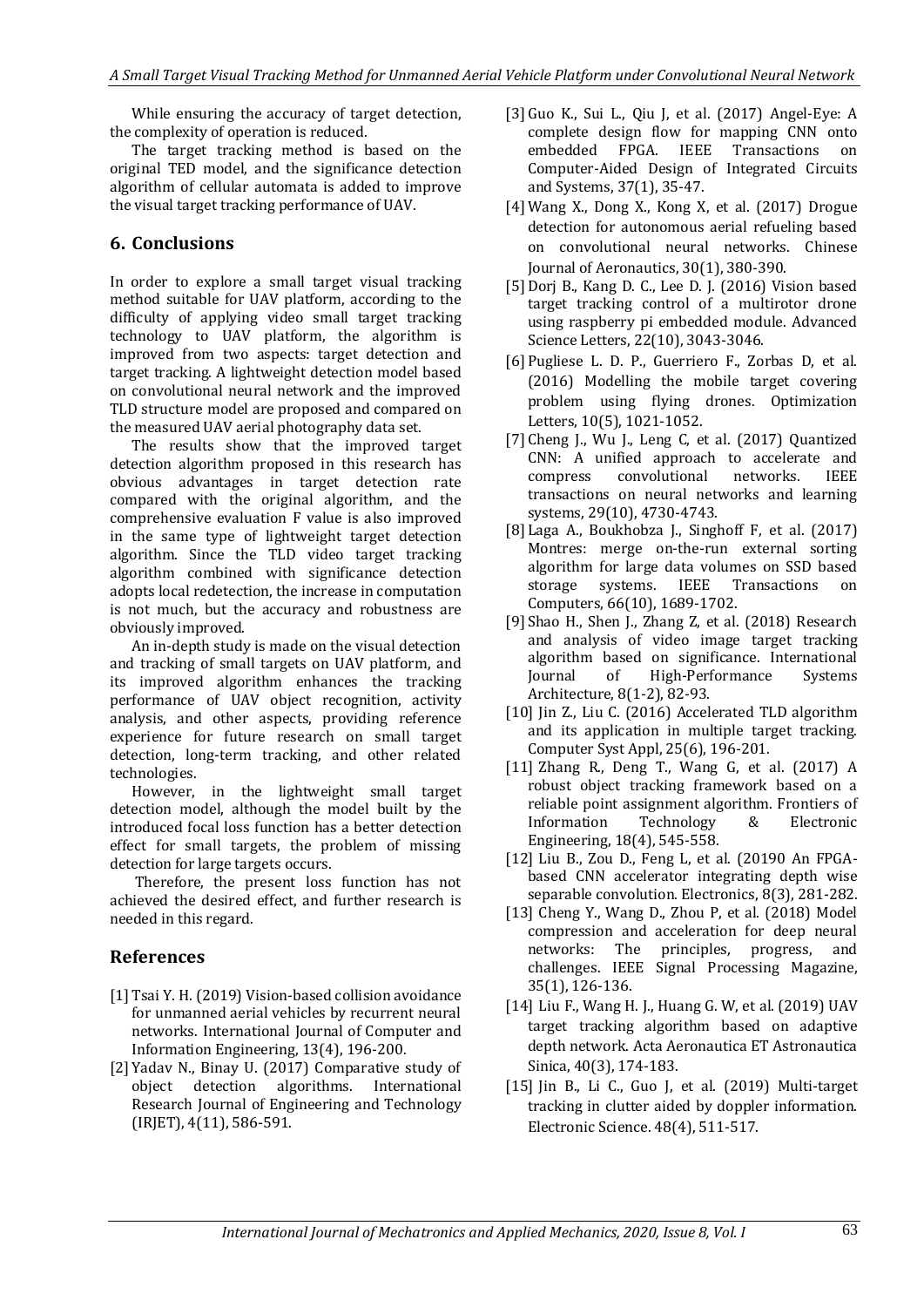While ensuring the accuracy of target detection, the complexity of operation is reduced.

The target tracking method is based on the original TED model, and the significance detection algorithm of cellular automata is added to improve the visual target tracking performance of UAV.

## 6. Conclusions

In order to explore a small target visual tracking method suitable for UAV platform, according to the difficulty of applying video small target tracking technology to UAV platform, the algorithm is improved from two aspects: target detection and target tracking. A lightweight detection model based on convolutional neural network and the improved TLD structure model are proposed and compared on the measured UAV aerial photography data set.

The results show that the improved target detection algorithm proposed in this research has obvious advantages in target detection rate compared with the original algorithm, and the comprehensive evaluation F value is also improved in the same type of lightweight target detection algorithm. Since the TLD video target tracking algorithm combined with significance detection adopts local redetection, the increase in computation is not much, but the accuracy and robustness are obviously improved.

An in-depth study is made on the visual detection and tracking of small targets on UAV platform, and its improved algorithm enhances the tracking performance of UAV object recognition, activity analysis, and other aspects, providing reference experience for future research on small target detection, long-term tracking, and other related technologies.

However, in the lightweight small target detection model, although the model built by the introduced focal loss function has a better detection effect for small targets, the problem of missing detection for large targets occurs.

Therefore, the present loss function has not achieved the desired effect, and further research is needed in this regard.

## References

[1] Tsai Y. H. (2019) Vision-based collision avoidance for unmanned aerial vehicles by recurrent neural networks. International Journal of Computer and Information Engineering, 13(4), 196-200.

[2] Yadav N., Binay U. (2017) Comparative study of object detection algorithms. International Research Journal of Engineering and Technology (IRJET), 4(11), 586-591.

[3] Guo K., Sui L., Qiu J, et al. (2017) Angel-Eye: A complete design flow for mapping CNN onto embedded FPGA. IEEE Transactions on Computer-Aided Design of Integrated Circuits and Systems, 37(1), 35-47.

[4] Wang X., Dong X., Kong X, et al. (2017) Drogue detection for autonomous aerial refueling based on convolutional neural networks. Chinese Journal of Aeronautics, 30(1), 380-390.

[5] Dorj B., Kang D. C., Lee D. J. (2016) Vision based target tracking control of a multirotor drone using raspberry pi embedded module. Advanced Science Letters, 22(10), 3043-3046.

[6] Pugliese L. D. P., Guerriero F., Zorbas D, et al. (2016) Modelling the mobile target covering problem using flying drones. Optimization Letters, 10(5), 1021-1052.

[7] Cheng J., Wu J., Leng C, et al. (2017) Quantized CNN: A unified approach to accelerate and compress convolutional networks. IEEE transactions on neural networks and learning systems, 29(10), 4730-4743.

[8] Laga A., Boukhobza J., Singhoff F, et al. (2017) Montres: merge on-the-run external sorting algorithm for large data volumes on SSD based storage systems. IEEE Transactions on Computers, 66(10), 1689-1702.

[9] Shao H., Shen J., Zhang Z, et al. (2018) Research and analysis of video image target tracking algorithm based on significance. International Journal of High-Performance Systems Architecture, 8(1-2), 82-93.

[10] Jin Z., Liu C. (2016) Accelerated TLD algorithm and its application in multiple target tracking. Computer Syst Appl, 25(6), 196-201.

[11] Zhang R., Deng T., Wang G, et al. (2017) A robust object tracking framework based on a reliable point assignment algorithm. Frontiers of Information Technology & Electronic Engineering, 18(4), 545-558.

[12] Liu B., Zou D., Feng L, et al. (20190 An FPGA-based CNN accelerator integrating depth wise separable convolution. Electronics, 8(3), 281-282.

[13] Cheng Y., Wang D., Zhou P, et al. (2018) Model compression and acceleration for deep neural networks: The principles, progress, and challenges. IEEE Signal Processing Magazine, 35(1), 126-136.

[14] Liu F., Wang H. J., Huang G. W, et al. (2019) UAV target tracking algorithm based on adaptive depth network. Acta Aeronautica ET Astronautica Sinica, 40(3), 174-183.

[15] Jin B., Li C., Guo J, et al. (2019) Multi-target tracking in clutter aided by doppler information. Electronic Science. 48(4), 511-517.